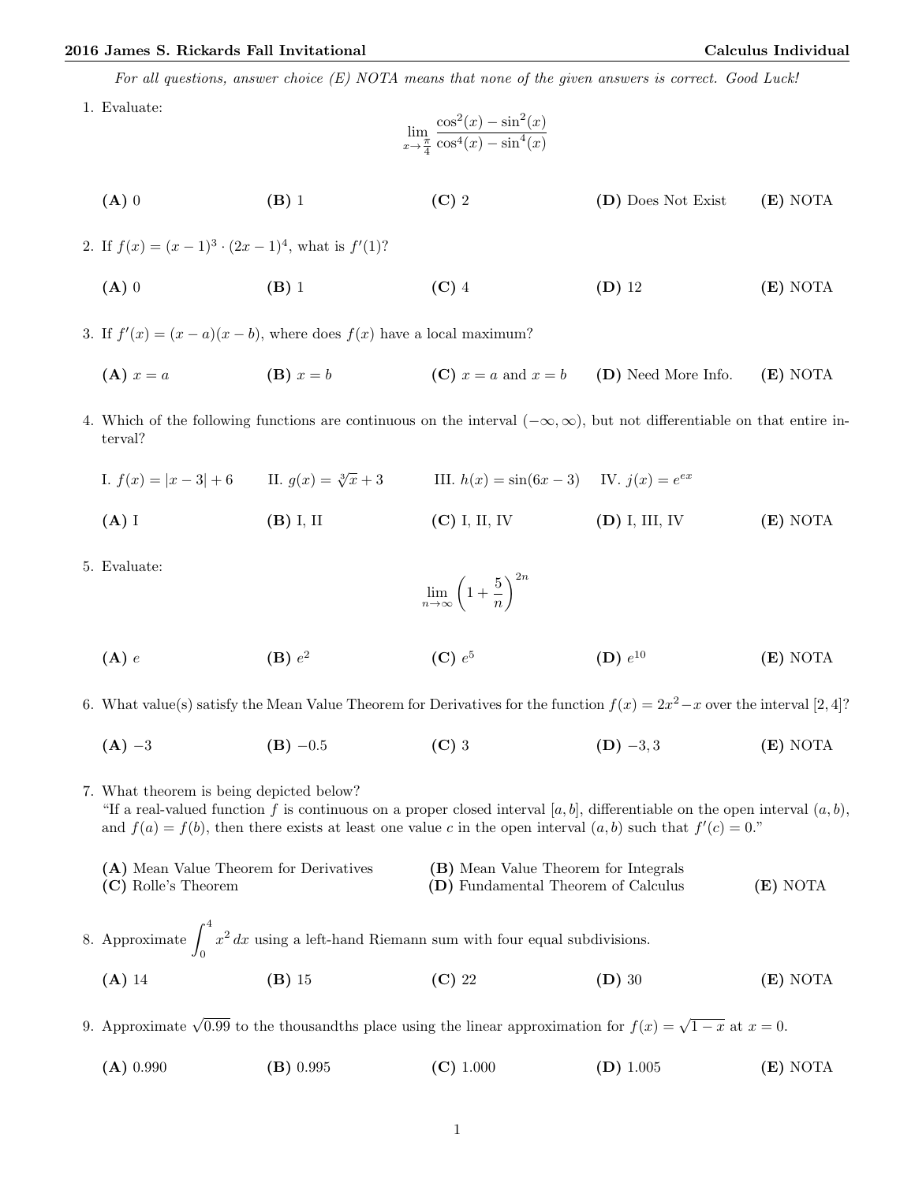*For all questions, answer choice (E) NOTA means that none of the given answers is correct. Good Luck!*

1. Evaluate:

$$\lim_{x \to \frac{\pi}{4}} \frac{\cos^2(x) - \sin^2(x)}{\cos^4(x) - \sin^4(x)}$$

**(A)** 0 **(B)** 1 **(C)** 2 **(D)** Does Not Exist **(E)** NOTA

2. If $f(x) = (x-1)^3 \cdot (2x-1)^4$, what is $f'(1)$?

**(A)** 0 **(B)** 1 **(C)** 4 **(D)** 12 **(E)** NOTA

3. If $f'(x) = (x-a)(x-b)$, where does $f(x)$ have a local maximum?

**(A)** $x = a$ **(B)** $x = b$ **(C)** $x = a$ and $x = b$ **(D)** Need More Info. **(E)** NOTA

4. Which of the following functions are continuous on the interval $(-\infty, \infty)$, but not differentiable on that entire interval?

I. $f(x) = |x-3| + 6$ II. $g(x) = \sqrt[3]{x} + 3$ III. $h(x) = \sin(6x - 3)$ IV. $j(x) = e^{ex}$

**(A)** I **(B)** I, II **(C)** I, II, IV **(D)** I, III, IV **(E)** NOTA

5. Evaluate:

$$\lim_{n \to \infty} \left(1 + \frac{5}{n}\right)^{2n}$$

**(A)** $e$ **(B)** $e^2$ **(C)** $e^5$ **(D)** $e^{10}$ **(E)** NOTA

6. What value(s) satisfy the Mean Value Theorem for Derivatives for the function $f(x) = 2x^2 - x$ over the interval $[2, 4]$?

**(A)** $-3$ **(B)** $-0.5$ **(C)** 3 **(D)** $-3, 3$ **(E)** NOTA

7. What theorem is being depicted below?
"If a real-valued function $f$ is continuous on a proper closed interval $[a, b]$, differentiable on the open interval $(a, b)$, and $f(a) = f(b)$, then there exists at least one value $c$ in the open interval $(a, b)$ such that $f'(c) = 0$."

**(A)** Mean Value Theorem for Derivatives **(B)** Mean Value Theorem for Integrals
**(C)** Rolle's Theorem **(D)** Fundamental Theorem of Calculus **(E)** NOTA

8. Approximate $\int_0^4 x^2 \, dx$ using a left-hand Riemann sum with four equal subdivisions.

**(A)** 14 **(B)** 15 **(C)** 22 **(D)** 30 **(E)** NOTA

9. Approximate $\sqrt{0.99}$ to the thousandths place using the linear approximation for $f(x) = \sqrt{1-x}$ at $x = 0$.

**(A)** 0.990 **(B)** 0.995 **(C)** 1.000 **(D)** 1.005 **(E)** NOTA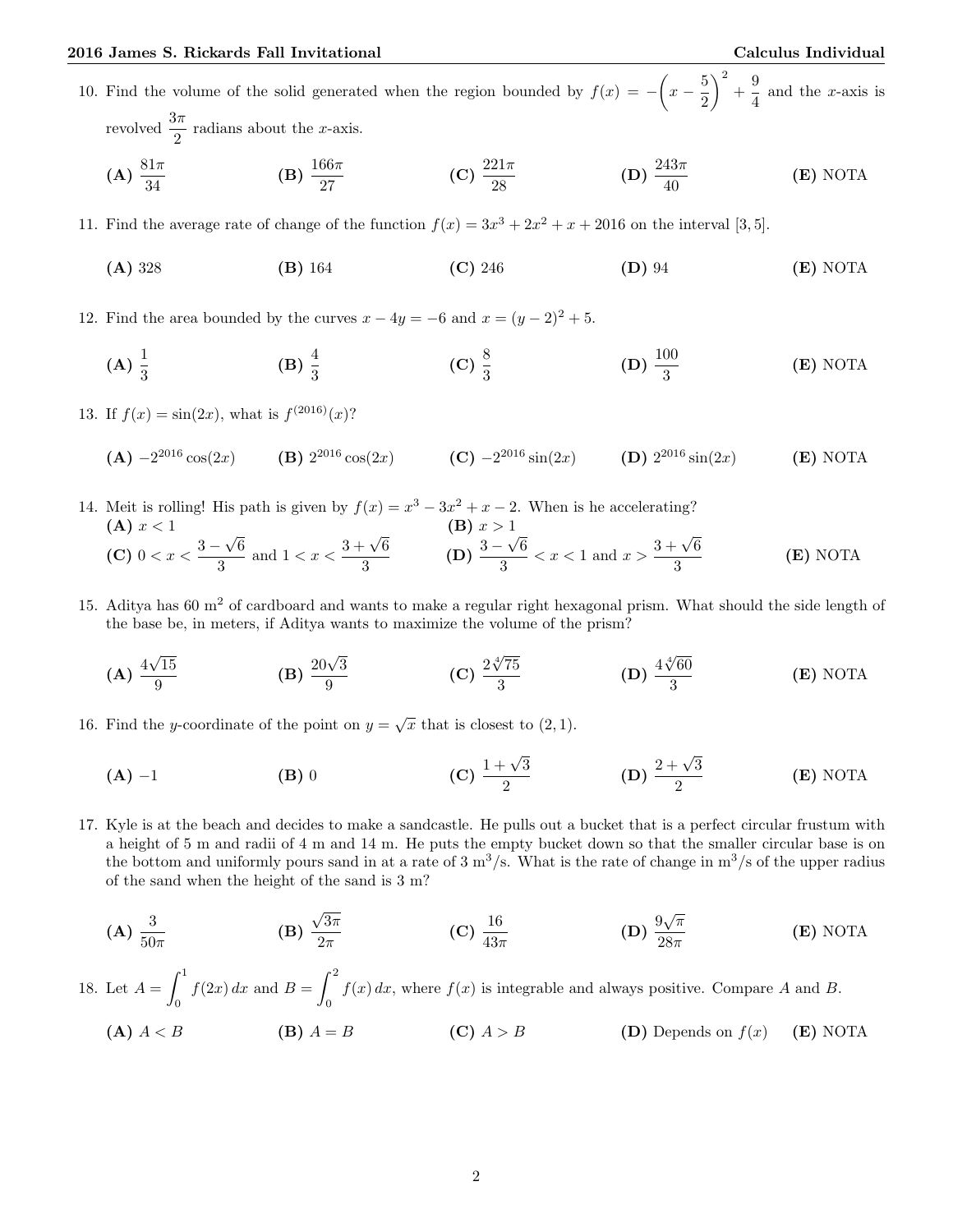10. Find the volume of the solid generated when the region bounded by $f(x) = -\left(x - \dfrac{5}{2}\right)^2 + \dfrac{9}{4}$ and the $x$-axis is revolved $\dfrac{3\pi}{2}$ radians about the $x$-axis.

**(A)** $\dfrac{81\pi}{34}$ **(B)** $\dfrac{166\pi}{27}$ **(C)** $\dfrac{221\pi}{28}$ **(D)** $\dfrac{243\pi}{40}$ **(E)** NOTA

11. Find the average rate of change of the function $f(x) = 3x^3 + 2x^2 + x + 2016$ on the interval $[3, 5]$.

**(A)** 328 **(B)** 164 **(C)** 246 **(D)** 94 **(E)** NOTA

12. Find the area bounded by the curves $x - 4y = -6$ and $x = (y-2)^2 + 5$.

**(A)** $\dfrac{1}{3}$ **(B)** $\dfrac{4}{3}$ **(C)** $\dfrac{8}{3}$ **(D)** $\dfrac{100}{3}$ **(E)** NOTA

13. If $f(x) = \sin(2x)$, what is $f^{(2016)}(x)$?

**(A)** $-2^{2016}\cos(2x)$ **(B)** $2^{2016}\cos(2x)$ **(C)** $-2^{2016}\sin(2x)$ **(D)** $2^{2016}\sin(2x)$ **(E)** NOTA

14. Meit is rolling! His path is given by $f(x) = x^3 - 3x^2 + x - 2$. When is he accelerating?

**(A)** $x < 1$
**(B)** $x > 1$
**(C)** $0 < x < \dfrac{3-\sqrt{6}}{3}$ and $1 < x < \dfrac{3+\sqrt{6}}{3}$
**(D)** $\dfrac{3-\sqrt{6}}{3} < x < 1$ and $x > \dfrac{3+\sqrt{6}}{3}$
**(E)** NOTA

15. Aditya has 60 m$^2$ of cardboard and wants to make a regular right hexagonal prism. What should the side length of the base be, in meters, if Aditya wants to maximize the volume of the prism?

**(A)** $\dfrac{4\sqrt{15}}{9}$ **(B)** $\dfrac{20\sqrt{3}}{9}$ **(C)** $\dfrac{2\sqrt[4]{75}}{3}$ **(D)** $\dfrac{4\sqrt[4]{60}}{3}$ **(E)** NOTA

16. Find the $y$-coordinate of the point on $y = \sqrt{x}$ that is closest to $(2, 1)$.

**(A)** $-1$ **(B)** $0$ **(C)** $\dfrac{1+\sqrt{3}}{2}$ **(D)** $\dfrac{2+\sqrt{3}}{2}$ **(E)** NOTA

17. Kyle is at the beach and decides to make a sandcastle. He pulls out a bucket that is a perfect circular frustum with a height of 5 m and radii of 4 m and 14 m. He puts the empty bucket down so that the smaller circular base is on the bottom and uniformly pours sand in at a rate of 3 m$^3$/s. What is the rate of change in m$^3$/s of the upper radius of the sand when the height of the sand is 3 m?

**(A)** $\dfrac{3}{50\pi}$ **(B)** $\dfrac{\sqrt{3\pi}}{2\pi}$ **(C)** $\dfrac{16}{43\pi}$ **(D)** $\dfrac{9\sqrt{\pi}}{28\pi}$ **(E)** NOTA

18. Let $A = \displaystyle\int_0^1 f(2x)\,dx$ and $B = \displaystyle\int_0^2 f(x)\,dx$, where $f(x)$ is integrable and always positive. Compare $A$ and $B$.

**(A)** $A < B$ **(B)** $A = B$ **(C)** $A > B$ **(D)** Depends on $f(x)$ **(E)** NOTA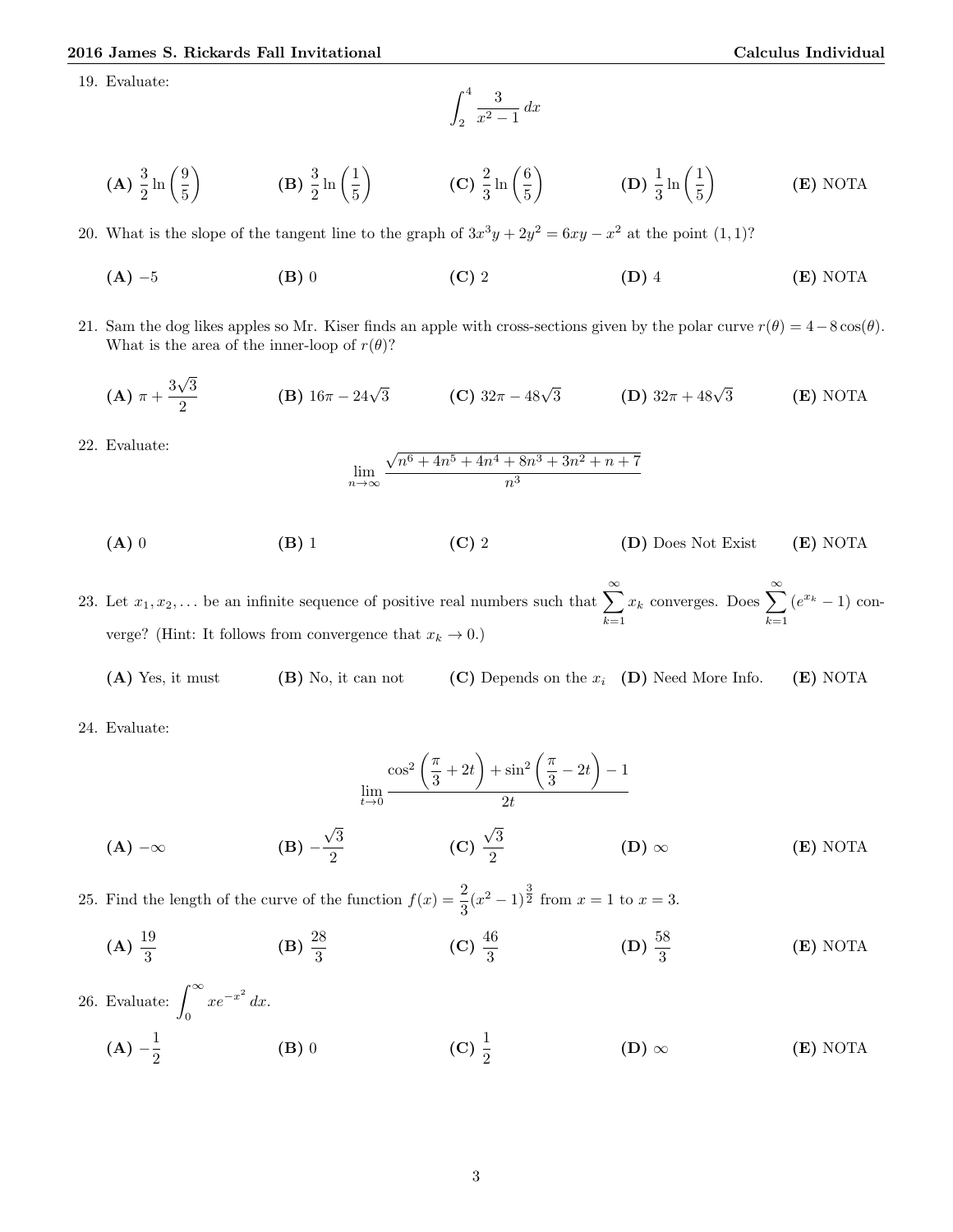19. Evaluate:

$$\int_2^4 \frac{3}{x^2-1}\,dx$$

**(A)** $\frac{3}{2}\ln\left(\frac{9}{5}\right)$ **(B)** $\frac{3}{2}\ln\left(\frac{1}{5}\right)$ **(C)** $\frac{2}{3}\ln\left(\frac{6}{5}\right)$ **(D)** $\frac{1}{3}\ln\left(\frac{1}{5}\right)$ **(E)** NOTA

20. What is the slope of the tangent line to the graph of $3x^3y + 2y^2 = 6xy - x^2$ at the point $(1, 1)$?

**(A)** $-5$ **(B)** 0 **(C)** 2 **(D)** 4 **(E)** NOTA

21. Sam the dog likes apples so Mr. Kiser finds an apple with cross-sections given by the polar curve $r(\theta) = 4 - 8\cos(\theta)$. What is the area of the inner-loop of $r(\theta)$?

**(A)** $\pi + \frac{3\sqrt{3}}{2}$ **(B)** $16\pi - 24\sqrt{3}$ **(C)** $32\pi - 48\sqrt{3}$ **(D)** $32\pi + 48\sqrt{3}$ **(E)** NOTA

22. Evaluate:

$$\lim_{n\to\infty} \frac{\sqrt{n^6 + 4n^5 + 4n^4 + 8n^3 + 3n^2 + n + 7}}{n^3}$$

**(A)** 0 **(B)** 1 **(C)** 2 **(D)** Does Not Exist **(E)** NOTA

23. Let $x_1, x_2, \ldots$ be an infinite sequence of positive real numbers such that $\sum_{k=1}^{\infty} x_k$ converges. Does $\sum_{k=1}^{\infty} (e^{x_k} - 1)$ converge? (Hint: It follows from convergence that $x_k \to 0$.)

**(A)** Yes, it must **(B)** No, it can not **(C)** Depends on the $x_i$ **(D)** Need More Info. **(E)** NOTA

24. Evaluate:

$$\lim_{t\to 0} \frac{\cos^2\left(\frac{\pi}{3} + 2t\right) + \sin^2\left(\frac{\pi}{3} - 2t\right) - 1}{2t}$$

**(A)** $-\infty$ **(B)** $-\frac{\sqrt{3}}{2}$ **(C)** $\frac{\sqrt{3}}{2}$ **(D)** $\infty$ **(E)** NOTA

25. Find the length of the curve of the function $f(x) = \frac{2}{3}(x^2 - 1)^{\frac{3}{2}}$ from $x = 1$ to $x = 3$.

**(A)** $\frac{19}{3}$ **(B)** $\frac{28}{3}$ **(C)** $\frac{46}{3}$ **(D)** $\frac{58}{3}$ **(E)** NOTA

26. Evaluate: $\int_0^{\infty} xe^{-x^2}\,dx$.

**(A)** $-\frac{1}{2}$ **(B)** 0 **(C)** $\frac{1}{2}$ **(D)** $\infty$ **(E)** NOTA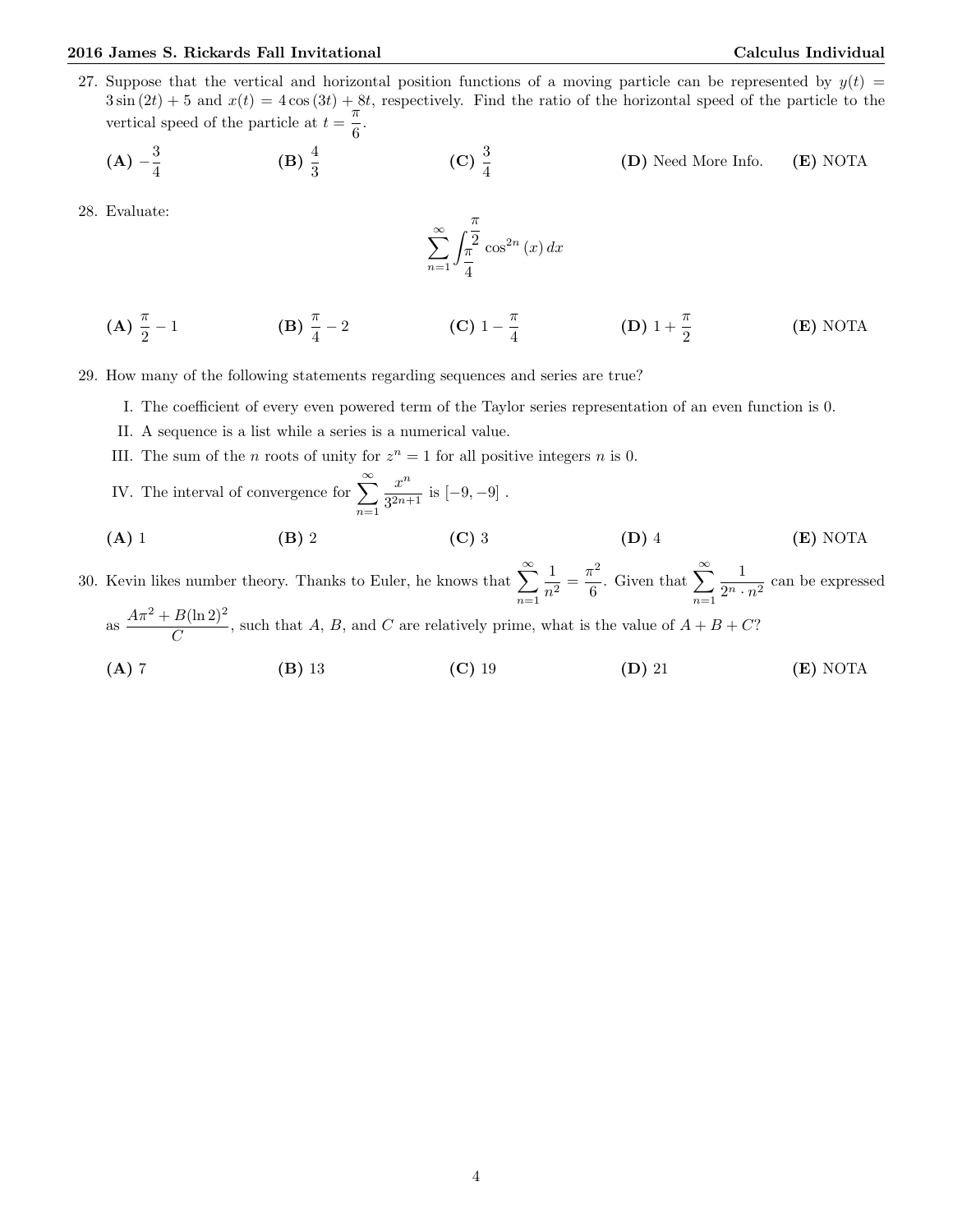27. Suppose that the vertical and horizontal position functions of a moving particle can be represented by $y(t) = 3\sin(2t) + 5$ and $x(t) = 4\cos(3t) + 8t$, respectively. Find the ratio of the horizontal speed of the particle to the vertical speed of the particle at $t = \frac{\pi}{6}$.

**(A)** $-\frac{3}{4}$ **(B)** $\frac{4}{3}$ **(C)** $\frac{3}{4}$ **(D)** Need More Info. **(E)** NOTA

28. Evaluate:

$$\sum_{n=1}^{\infty} \int_{\frac{\pi}{4}}^{\frac{\pi}{2}} \cos^{2n}(x)\, dx$$

**(A)** $\frac{\pi}{2} - 1$ **(B)** $\frac{\pi}{4} - 2$ **(C)** $1 - \frac{\pi}{4}$ **(D)** $1 + \frac{\pi}{2}$ **(E)** NOTA

29. How many of the following statements regarding sequences and series are true?

I. The coefficient of every even powered term of the Taylor series representation of an even function is 0.

II. A sequence is a list while a series is a numerical value.

III. The sum of the $n$ roots of unity for $z^n = 1$ for all positive integers $n$ is 0.

IV. The interval of convergence for $\sum_{n=1}^{\infty} \frac{x^n}{3^{2n+1}}$ is $[-9, -9]$ .

**(A)** 1 **(B)** 2 **(C)** 3 **(D)** 4 **(E)** NOTA

30. Kevin likes number theory. Thanks to Euler, he knows that $\sum_{n=1}^{\infty} \frac{1}{n^2} = \frac{\pi^2}{6}$. Given that $\sum_{n=1}^{\infty} \frac{1}{2^n \cdot n^2}$ can be expressed as $\frac{A\pi^2 + B(\ln 2)^2}{C}$, such that $A$, $B$, and $C$ are relatively prime, what is the value of $A + B + C$?

**(A)** 7 **(B)** 13 **(C)** 19 **(D)** 21 **(E)** NOTA